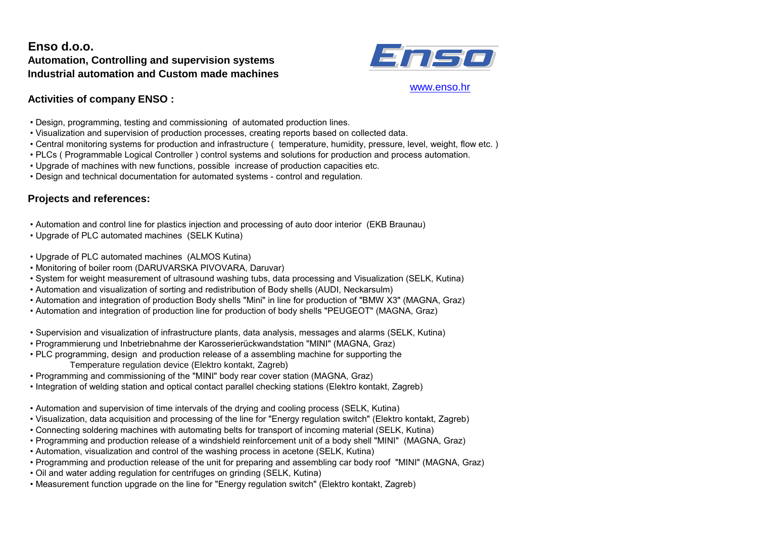# Enso d.o.o.

**Automation, Controlling and supervision systems**
**Industrial automation and Custom made machines**

www.enso.hr

## Activities of company ENSO :

- Design, programming, testing and commissioning of automated production lines.
- Visualization and supervision of production processes, creating reports based on collected data.
- Central monitoring systems for production and infrastructure ( temperature, humidity, pressure, level, weight, flow etc. )
- PLCs ( Programmable Logical Controller ) control systems and solutions for production and process automation.
- Upgrade of machines with new functions, possible increase of production capacities etc.
- Design and technical documentation for automated systems - control and regulation.

## Projects and references:

- Automation and control line for plastics injection and processing of auto door interior (EKB Braunau)
- Upgrade of PLC automated machines (SELK Kutina)

- Upgrade of PLC automated machines (ALMOS Kutina)
- Monitoring of boiler room (DARUVARSKA PIVOVARA, Daruvar)
- System for weight measurement of ultrasound washing tubs, data processing and Visualization (SELK, Kutina)
- Automation and visualization of sorting and redistribution of Body shells (AUDI, Neckarsulm)
- Automation and integration of production Body shells "Mini" in line for production of "BMW X3" (MAGNA, Graz)
- Automation and integration of production line for production of body shells "PEUGEOT" (MAGNA, Graz)

- Supervision and visualization of infrastructure plants, data analysis, messages and alarms (SELK, Kutina)
- Programmierung und Inbetriebnahme der Karosserierückwandstation "MINI" (MAGNA, Graz)
- PLC programming, design and production release of a assembling machine for supporting the Temperature regulation device (Elektro kontakt, Zagreb)
- Programming and commissioning of the "MINI" body rear cover station (MAGNA, Graz)
- Integration of welding station and optical contact parallel checking stations (Elektro kontakt, Zagreb)

- Automation and supervision of time intervals of the drying and cooling process (SELK, Kutina)
- Visualization, data acquisition and processing of the line for "Energy regulation switch" (Elektro kontakt, Zagreb)
- Connecting soldering machines with automating belts for transport of incoming material (SELK, Kutina)
- Programming and production release of a windshield reinforcement unit of a body shell "MINI" (MAGNA, Graz)
- Automation, visualization and control of the washing process in acetone (SELK, Kutina)
- Programming and production release of the unit for preparing and assembling car body roof "MINI" (MAGNA, Graz)
- Oil and water adding regulation for centrifuges on grinding (SELK, Kutina)
- Measurement function upgrade on the line for "Energy regulation switch" (Elektro kontakt, Zagreb)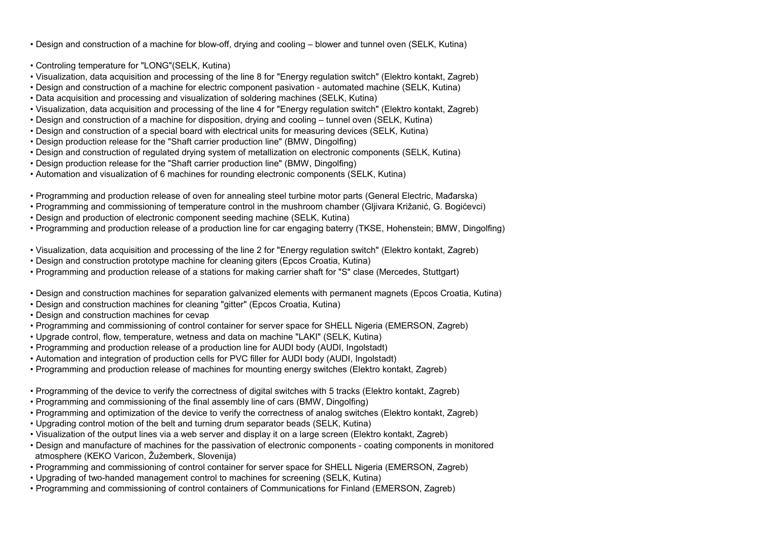- Design and construction of a machine for blow-off, drying and cooling – blower and tunnel oven (SELK, Kutina)

- Controling temperature for "LONG"(SELK, Kutina)
- Visualization, data acquisition and processing of the line 8 for "Energy regulation switch" (Elektro kontakt, Zagreb)
- Design and construction of a machine for electric component pasivation - automated machine (SELK, Kutina)
- Data acquisition and processing and visualization of soldering machines (SELK, Kutina)
- Visualization, data acquisition and processing of the line 4 for "Energy regulation switch" (Elektro kontakt, Zagreb)
- Design and construction of a machine for disposition, drying and cooling – tunnel oven (SELK, Kutina)
- Design and construction of a special board with electrical units for measuring devices (SELK, Kutina)
- Design production release for the "Shaft carrier production line" (BMW, Dingolfing)
- Design and construction of regulated drying system of metallization on electronic components (SELK, Kutina)
- Design production release for the "Shaft carrier production line" (BMW, Dingolfing)
- Automation and visualization of 6 machines for rounding electronic components (SELK, Kutina)

- Programming and production release of oven for annealing steel turbine motor parts (General Electric, Mađarska)
- Programming and commissioning of temperature control in the mushroom chamber (Gljivara Križanić, G. Bogićevci)
- Design and production of electronic component seeding machine (SELK, Kutina)
- Programming and production release of a production line for car engaging baterry (TKSE, Hohenstein; BMW, Dingolfing)

- Visualization, data acquisition and processing of the line 2 for "Energy regulation switch" (Elektro kontakt, Zagreb)
- Design and construction prototype machine for cleaning giters (Epcos Croatia, Kutina)
- Programming and production release of a stations for making carrier shaft for "S" clase (Mercedes, Stuttgart)

- Design and construction machines for separation galvanized elements with permanent magnets (Epcos Croatia, Kutina)
- Design and construction machines for cleaning "gitter" (Epcos Croatia, Kutina)
- Design and construction machines for cevap
- Programming and commissioning of control container for server space for SHELL Nigeria (EMERSON, Zagreb)
- Upgrade control, flow, temperature, wetness and data on machine "LAKI" (SELK, Kutina)
- Programming and production release of a production line for AUDI body (AUDI, Ingolstadt)
- Automation and integration of production cells for PVC filler for AUDI body (AUDI, Ingolstadt)
- Programming and production release of machines for mounting energy switches (Elektro kontakt, Zagreb)

- Programming of the device to verify the correctness of digital switches with 5 tracks (Elektro kontakt, Zagreb)
- Programming and commissioning of the final assembly line of cars (BMW, Dingolfing)
- Programming and optimization of the device to verify the correctness of analog switches (Elektro kontakt, Zagreb)
- Upgrading control motion of the belt and turning drum separator beads (SELK, Kutina)
- Visualization of the output lines via a web server and display it on a large screen (Elektro kontakt, Zagreb)
- Design and manufacture of machines for the passivation of electronic components - coating components in monitored atmosphere (KEKO Varicon, Žužemberk, Slovenija)
- Programming and commissioning of control container for server space for SHELL Nigeria (EMERSON, Zagreb)
- Upgrading of two-handed management control to machines for screening (SELK, Kutina)
- Programming and commissioning of control containers of Communications for Finland (EMERSON, Zagreb)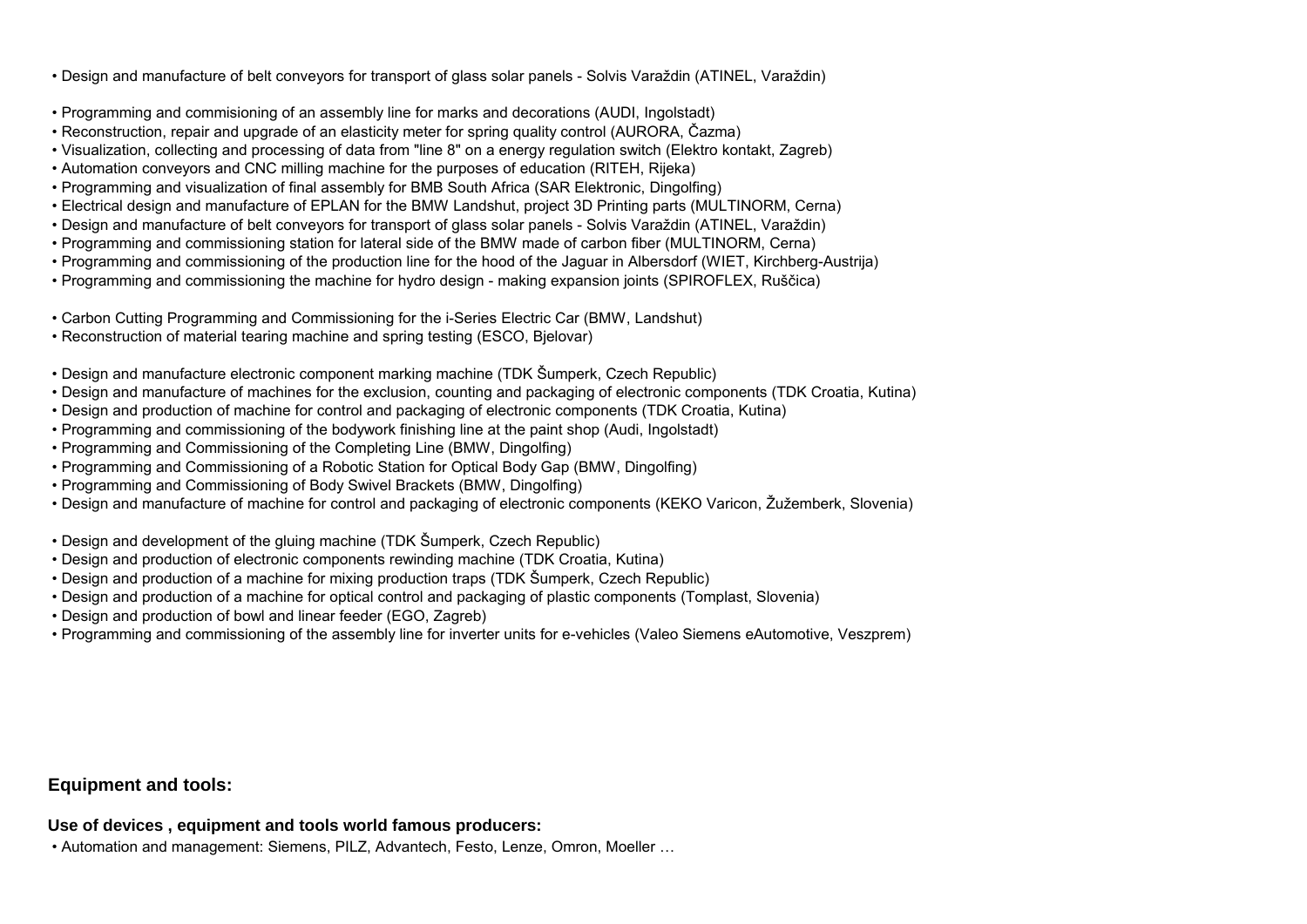- Design and manufacture of belt conveyors for transport of glass solar panels - Solvis Varaždin (ATINEL, Varaždin)

- Programming and commisioning of an assembly line for marks and decorations (AUDI, Ingolstadt)
- Reconstruction, repair and upgrade of an elasticity meter for spring quality control (AURORA, Čazma)
- Visualization, collecting and processing of data from "line 8" on a energy regulation switch (Elektro kontakt, Zagreb)
- Automation conveyors and CNC milling machine for the purposes of education (RITEH, Rijeka)
- Programming and visualization of final assembly for BMB South Africa (SAR Elektronic, Dingolfing)
- Electrical design and manufacture of EPLAN for the BMW Landshut, project 3D Printing parts (MULTINORM, Cerna)
- Design and manufacture of belt conveyors for transport of glass solar panels - Solvis Varaždin (ATINEL, Varaždin)
- Programming and commissioning station for lateral side of the BMW made of carbon fiber (MULTINORM, Cerna)
- Programming and commissioning of the production line for the hood of the Jaguar in Albersdorf (WIET, Kirchberg-Austrija)
- Programming and commissioning the machine for hydro design - making expansion joints (SPIROFLEX, Ruščica)

- Carbon Cutting Programming and Commissioning for the i-Series Electric Car (BMW, Landshut)
- Reconstruction of material tearing machine and spring testing (ESCO, Bjelovar)

- Design and manufacture electronic component marking machine (TDK Šumperk, Czech Republic)
- Design and manufacture of machines for the exclusion, counting and packaging of electronic components (TDK Croatia, Kutina)
- Design and production of machine for control and packaging of electronic components (TDK Croatia, Kutina)
- Programming and commissioning of the bodywork finishing line at the paint shop (Audi, Ingolstadt)
- Programming and Commissioning of the Completing Line (BMW, Dingolfing)
- Programming and Commissioning of a Robotic Station for Optical Body Gap (BMW, Dingolfing)
- Programming and Commissioning of Body Swivel Brackets (BMW, Dingolfing)
- Design and manufacture of machine for control and packaging of electronic components (KEKO Varicon, Žužemberk, Slovenia)

- Design and development of the gluing machine (TDK Šumperk, Czech Republic)
- Design and production of electronic components rewinding machine (TDK Croatia, Kutina)
- Design and production of a machine for mixing production traps (TDK Šumperk, Czech Republic)
- Design and production of a machine for optical control and packaging of plastic components (Tomplast, Slovenia)
- Design and production of bowl and linear feeder (EGO, Zagreb)
- Programming and commissioning of the assembly line for inverter units for e-vehicles (Valeo Siemens eAutomotive, Veszprem)

**Equipment and tools:**

**Use of devices , equipment and tools world famous producers:**

- Automation and management: Siemens, PILZ, Advantech, Festo, Lenze, Omron, Moeller …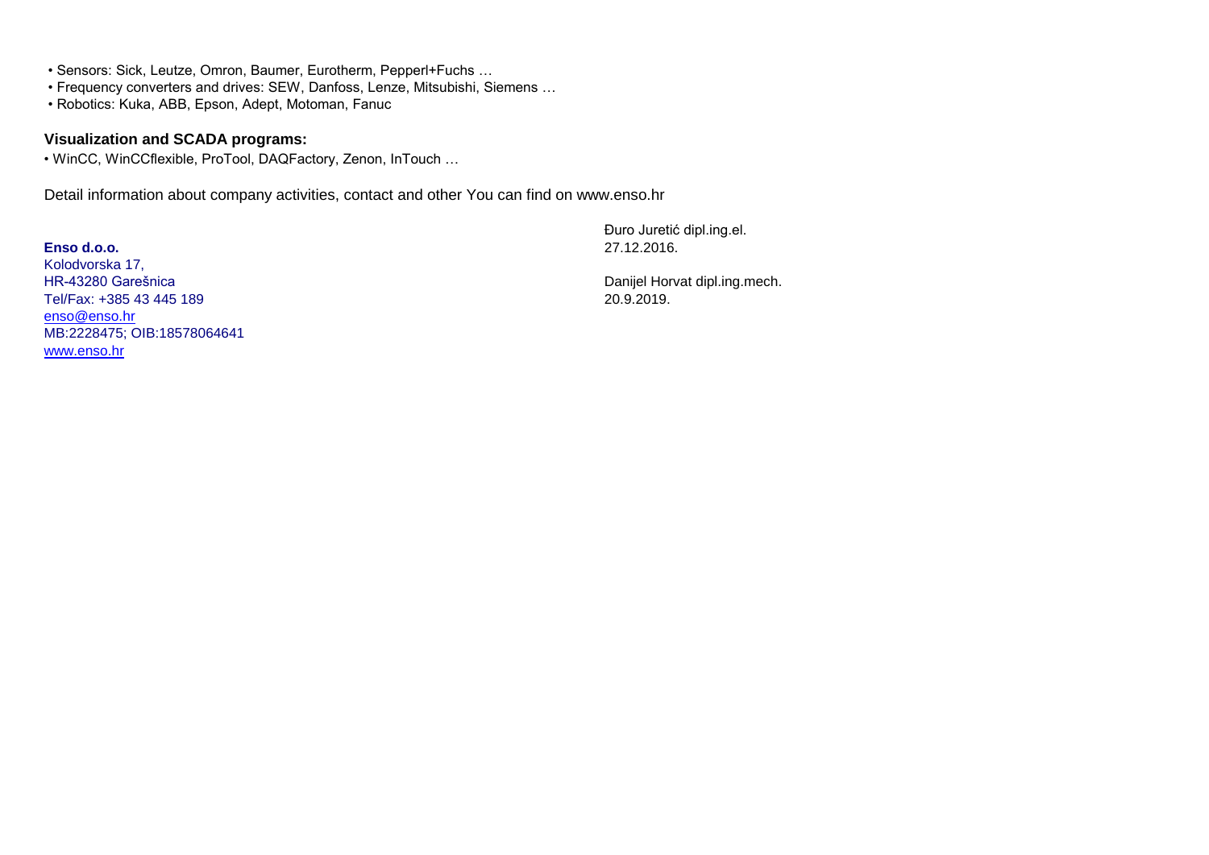- Sensors: Sick, Leutze, Omron, Baumer, Eurotherm, Pepperl+Fuchs …
- Frequency converters and drives: SEW, Danfoss, Lenze, Mitsubishi, Siemens …
- Robotics: Kuka, ABB, Epson, Adept, Motoman, Fanuc

**Visualization and SCADA programs:**

- WinCC, WinCCflexible, ProTool, DAQFactory, Zenon, InTouch …

Detail information about company activities, contact and other You can find on www.enso.hr

**Enso d.o.o.**
Kolodvorska 17,
HR-43280 Garešnica
Tel/Fax: +385 43 445 189
enso@enso.hr
MB:2228475; OIB:18578064641
www.enso.hr

Đuro Juretić dipl.ing.el.
27.12.2016.

Danijel Horvat dipl.ing.mech.
20.9.2019.